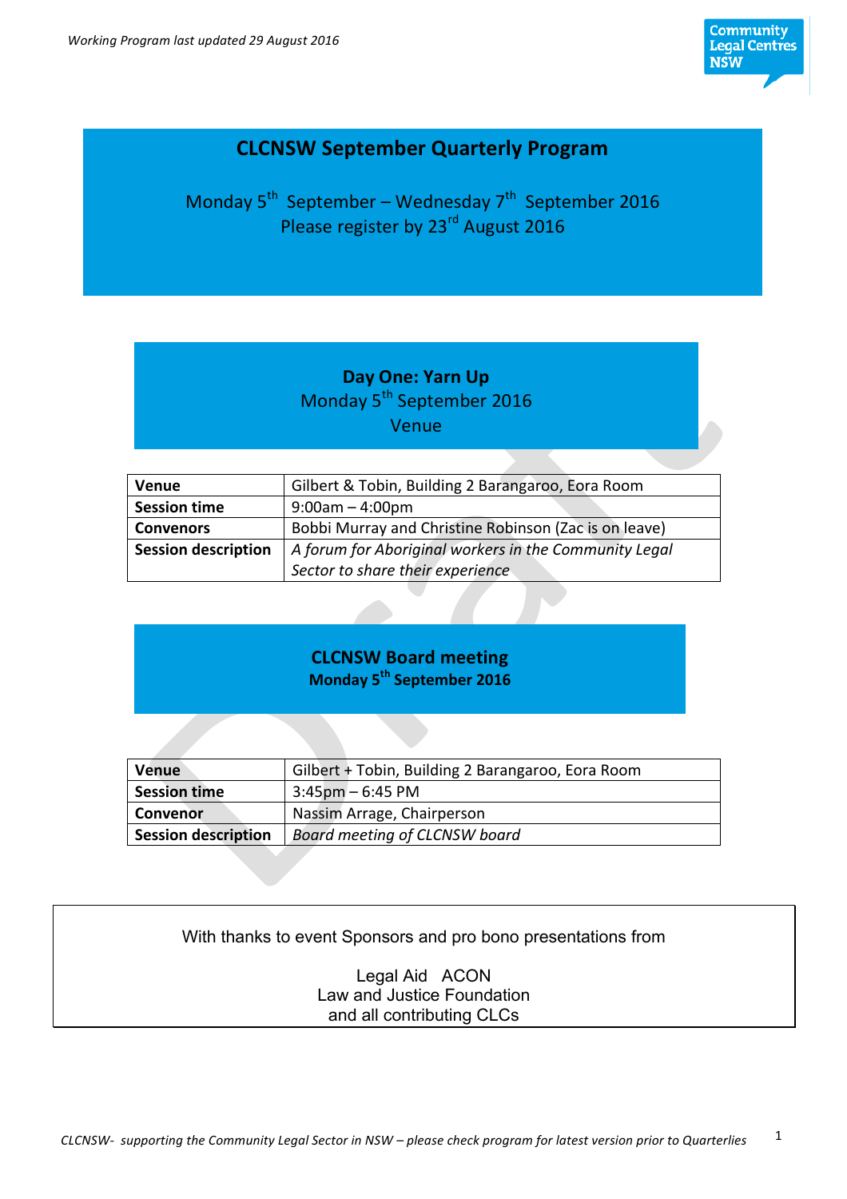Working Program last updated 29 August 2016

# CLCNSW September Quarterly Program

Monday 5th September – Wednesday 7th September 2016
Please register by 23rd August 2016

## Day One: Yarn Up

Monday 5th September 2016
Venue

| Venue | Gilbert & Tobin, Building 2 Barangaroo, Eora Room |
|---|---|
| Session time | 9:00am – 4:00pm |
| Convenors | Bobbi Murray and Christine Robinson (Zac is on leave) |
| Session description | *A forum for Aboriginal workers in the Community Legal Sector to share their experience* |

## CLCNSW Board meeting

**Monday 5th September 2016**

| Venue | Gilbert + Tobin, Building 2 Barangaroo, Eora Room |
|---|---|
| Session time | 3:45pm – 6:45 PM |
| Convenor | Nassim Arrage, Chairperson |
| Session description | *Board meeting of CLCNSW board* |

With thanks to event Sponsors and pro bono presentations from

Legal Aid ACON
Law and Justice Foundation
and all contributing CLCs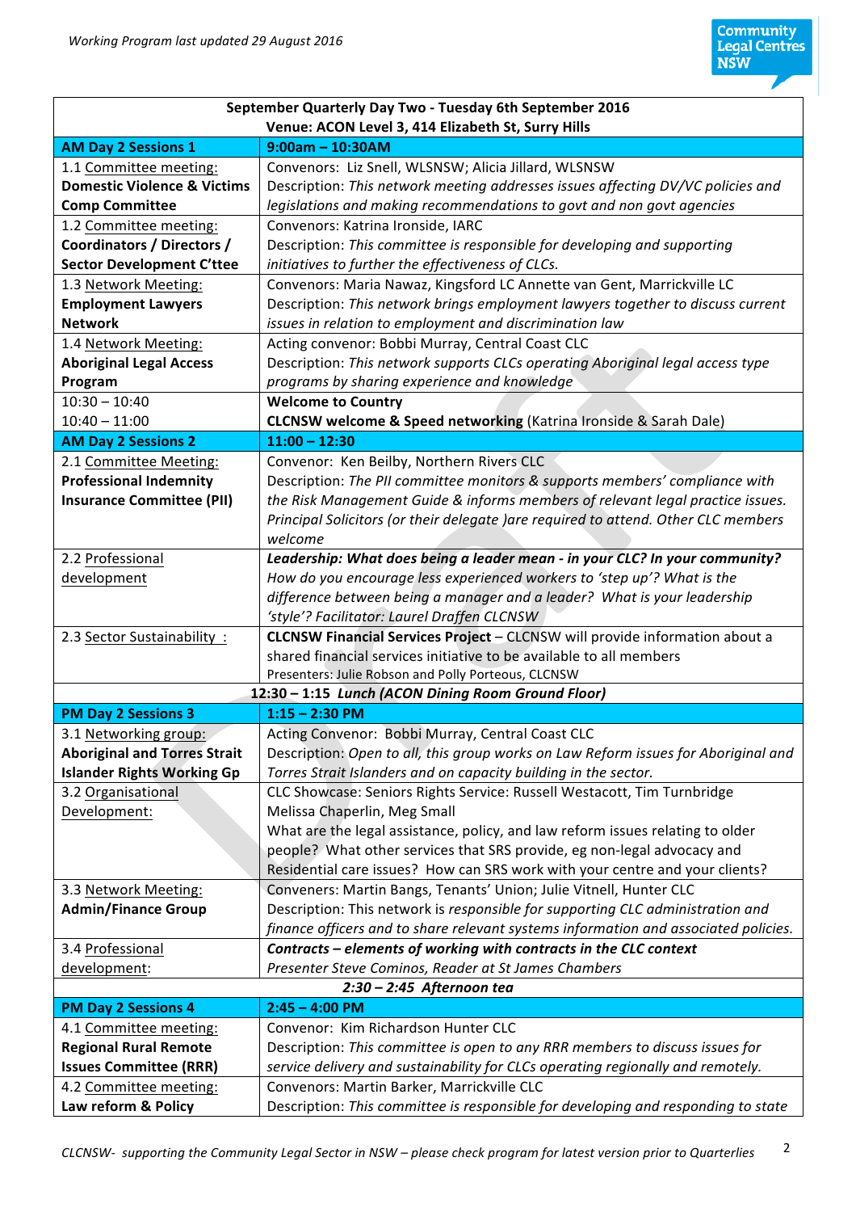Working Program last updated 29 August 2016

| September Quarterly Day Two - Tuesday 6th September 2016<br>Venue: ACON Level 3, 414 Elizabeth St, Surry Hills | |
|---|---|
| **AM Day 2 Sessions 1** | **9:00am – 10:30AM** |
| 1.1 Committee meeting: **Domestic Violence & Victims Comp Committee** | Convenors: Liz Snell, WLSNSW; Alicia Jillard, WLSNSW<br>Description: *This network addresses issues affecting DV/VC policies and legislations and making recommendations to govt and non govt agencies* |
| 1.2 Committee meeting: **Coordinators / Directors / Sector Development C'ttee** | Convenors: Katrina Ironside, IARC<br>Description: *This committee is responsible for developing and supporting initiatives to further the effectiveness of CLCs.* |
| 1.3 Network Meeting: **Employment Lawyers Network** | Convenors: Maria Nawaz, Kingsford LC Annette van Gent, Marrickville LC<br>Description: *This network brings employment lawyers together to discuss current issues in relation to employment and discrimination law* |
| 1.4 Network Meeting: **Aboriginal Legal Access Program** | Acting convenor: Bobbi Murray, Central Coast CLC<br>Description: *This network supports CLCs operating Aboriginal legal access type programs by sharing experience and knowledge* |
| 10:30 – 10:40<br>10:40 – 11:00 | **Welcome to Country**<br>**CLCNSW welcome & Speed networking** (Katrina Ironside & Sarah Dale) |
| **AM Day 2 Sessions 2** | **11:00 – 12:30** |
| 2.1 Committee Meeting: **Professional Indemnity Insurance Committee (PII)** | Convenor: Ken Beilby, Northern Rivers CLC<br>Description: *The PII committee monitors & supports members' compliance with the Risk Management Guide & informs members of relevant legal practice issues. Principal Solicitors (or their delegate )are required to attend. Other CLC members welcome* |
| 2.2 Professional development | ***Leadership: What does being a leader mean - in your CLC? In your community?*** *How do you encourage less experienced workers to 'step up'? What is the difference between being a manager and a leader? What is your leadership 'style'? Facilitator: Laurel Draffen CLCNSW* |
| 2.3 Sector Sustainability : | **CLCNSW Financial Services Project** – CLCNSW will provide information about a shared financial services initiative to be available to all members<br>Presenters: Julie Robson and Polly Porteous, CLCNSW |
| **12:30 – 1:15** ***Lunch (ACON Dining Room Ground Floor)*** | |
| **PM Day 2 Sessions 3** | **1:15 – 2:30 PM** |
| 3.1 Networking group: **Aboriginal and Torres Strait Islander Rights Working Gp** | Acting Convenor: Bobbi Murray, Central Coast CLC<br>Description: *Open to all, this group works on Law Reform issues for Aboriginal and Torres Strait Islanders and on capacity building in the sector.* |
| 3.2 Organisational Development: | CLC Showcase: Seniors Rights Service: Russell Westacott, Tim Turnbridge Melissa Chaperlin, Meg Small<br>What are the legal assistance, policy, and law reform issues relating to older people? What other services that SRS provide, eg non-legal advocacy and Residential care issues? How can SRS work with your centre and your clients? |
| 3.3 Network Meeting: **Admin/Finance Group** | Conveners: Martin Bangs, Tenants' Union; Julie Vitnell, Hunter CLC<br>Description: This network is *responsible for supporting CLC administration and finance officers and to share relevant systems information and associated policies.* |
| 3.4 Professional development: | ***Contracts – elements of working with contracts in the CLC context***<br>*Presenter Steve Cominos, Reader at St James Chambers* |
| ***2:30 – 2:45 Afternoon tea*** | |
| **PM Day 2 Sessions 4** | **2:45 – 4:00 PM** |
| 4.1 Committee meeting: **Regional Rural Remote Issues Committee (RRR)** | Convenor: Kim Richardson Hunter CLC<br>Description: *This committee is open to any RRR members to discuss issues for service delivery and sustainability for CLCs operating regionally and remotely.* |
| 4.2 Committee meeting: **Law reform & Policy** | Convenors: Martin Barker, Marrickville CLC<br>Description: *This committee is responsible for developing and responding to state* |

*CLCNSW- supporting the Community Legal Sector in NSW – please check program for latest version prior to Quarterlies*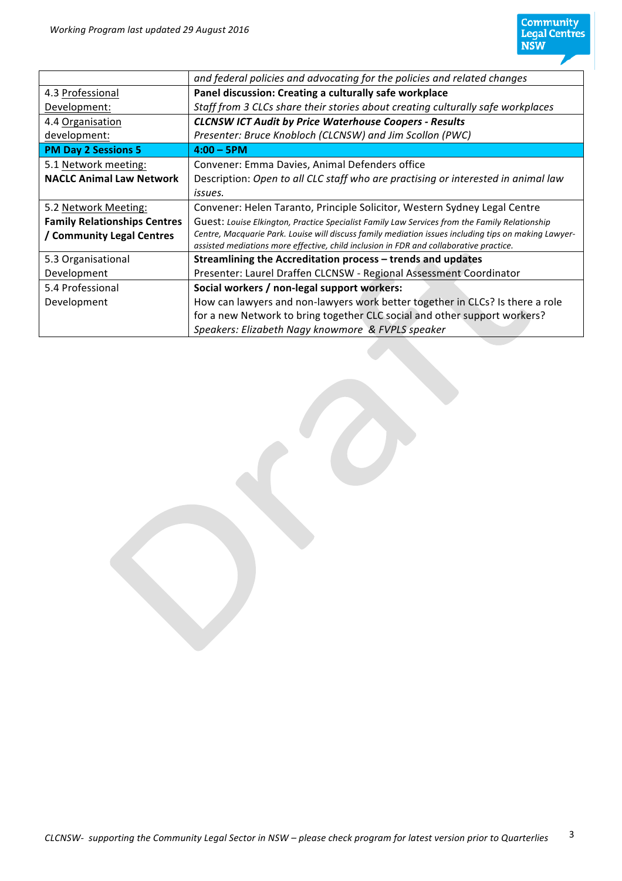| | |
|---|---|
| | *and federal policies and advocating for the policies and related changes* |
| 4.3 Professional Development: | **Panel discussion: Creating a culturally safe workplace**<br>*Staff from 3 CLCs share their stories about creating culturally safe workplaces* |
| 4.4 Organisation development: | ***CLCNSW ICT Audit by Price Waterhouse Coopers - Results***<br>*Presenter: Bruce Knobloch (CLCNSW) and Jim Scollon (PWC)* |
| **PM Day 2 Sessions 5** | **4:00 – 5PM** |
| 5.1 Network meeting:<br>**NACLC Animal Law Network** | Convener: Emma Davies, Animal Defenders office<br>Description: *Open to all CLC staff who are practising or interested in animal law issues.* |
| 5.2 Network Meeting:<br>**Family Relationships Centres / Community Legal Centres** | Convener: Helen Taranto, Principle Solicitor, Western Sydney Legal Centre<br>Guest: *Louise Elkington, Practice Specialist Family Law Services from the Family Relationship Centre, Macquarie Park. Louise will discuss family mediation issues including tips on making Lawyer-assisted mediations more effective, child inclusion in FDR and collaborative practice.* |
| 5.3 Organisational Development | **Streamlining the Accreditation process – trends and updates**<br>Presenter: Laurel Draffen CLCNSW - Regional Assessment Coordinator |
| 5.4 Professional Development | **Social workers / non-legal support workers:**<br>How can lawyers and non-lawyers work better together in CLCs? Is there a role for a new Network to bring together CLC social and other support workers?<br>*Speakers: Elizabeth Nagy knowmore & FVPLS speaker* |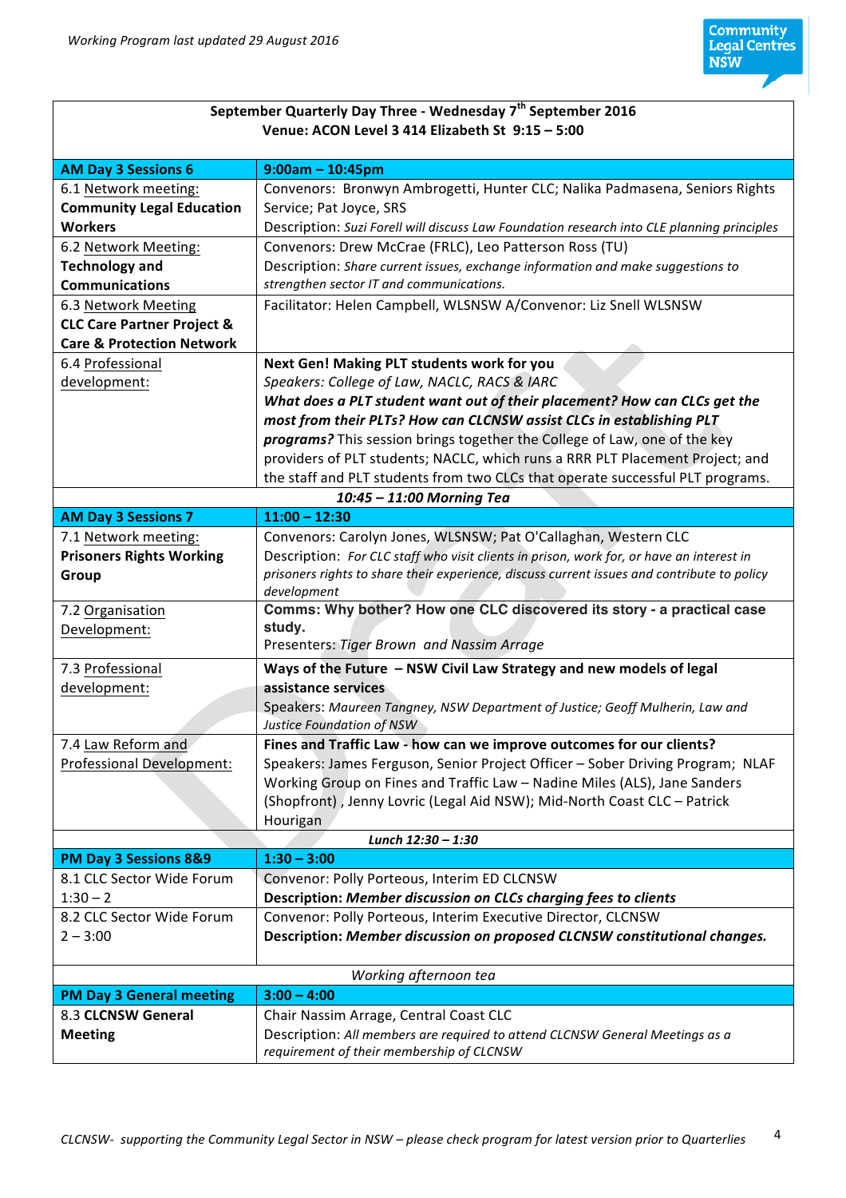*Working Program last updated 29 August 2016*

| September Quarterly Day Three - Wednesday 7th September 2016<br>Venue: ACON Level 3 414 Elizabeth St 9:15 – 5:00 | |
|---|---|
| **AM Day 3 Sessions 6** | **9:00am – 10:45pm** |
| 6.1 Network meeting: **Community Legal Education Workers** | Convenors: Bronwyn Ambrogetti, Hunter CLC; Nalika Padmasena, Seniors Rights Service; Pat Joyce, SRS<br>Description: *Suzi Forell will discuss Law Foundation research into CLE planning principles* |
| 6.2 Network Meeting: **Technology and Communications** | Convenors: Drew McCrae (FRLC), Leo Patterson Ross (TU)<br>Description: *Share current issues, exchange information and make suggestions to strengthen sector IT and communications.* |
| 6.3 Network Meeting **CLC Care Partner Project & Care & Protection Network** | Facilitator: Helen Campbell, WLSNSW A/Convenor: Liz Snell WLSNSW |
| 6.4 Professional development: | **Next Gen! Making PLT students work for you**<br>*Speakers: College of Law, NACLC, RACS & IARC*<br>***What does a PLT student want out of their placement? How can CLCs get the most from their PLTs? How can CLCNSW assist CLCs in establishing PLT programs?*** This session brings together the College of Law, one of the key providers of PLT students; NACLC, which runs a RRR PLT Placement Project; and the staff and PLT students from two CLCs that operate successful PLT programs. |
| *10:45 – 11:00 Morning Tea* | |
| **AM Day 3 Sessions 7** | **11:00 – 12:30** |
| 7.1 Network meeting: **Prisoners Rights Working Group** | Convenors: Carolyn Jones, WLSNSW; Pat O'Callaghan, Western CLC<br>Description: *For CLC staff who visit clients in prison, work for, or have an interest in prisoners rights to share their experience, discuss current issues and contribute to policy development* |
| 7.2 Organisation Development: | **Comms: Why bother? How one CLC discovered its story - a practical case study.**<br>Presenters: *Tiger Brown and Nassim Arrage* |
| 7.3 Professional development: | **Ways of the Future – NSW Civil Law Strategy and new models of legal assistance services**<br>Speakers: *Maureen Tangney, NSW Department of Justice; Geoff Mulherin, Law and Justice Foundation of NSW* |
| 7.4 Law Reform and Professional Development: | **Fines and Traffic Law - how can we improve outcomes for our clients?**<br>Speakers: James Ferguson, Senior Project Officer – Sober Driving Program; NLAF Working Group on Fines and Traffic Law – Nadine Miles (ALS), Jane Sanders (Shopfront) , Jenny Lovric (Legal Aid NSW); Mid-North Coast CLC – Patrick Hourigan |
| *Lunch 12:30 – 1:30* | |
| **PM Day 3 Sessions 8&9** | **1:30 – 3:00** |
| 8.1 CLC Sector Wide Forum 1:30 – 2 | Convenor: Polly Porteous, Interim ED CLCNSW<br>**Description: *Member discussion on CLCs charging fees to clients*** |
| 8.2 CLC Sector Wide Forum 2 – 3:00 | Convenor: Polly Porteous, Interim Executive Director, CLCNSW<br>**Description: *Member discussion on proposed CLCNSW constitutional changes.*** |
| *Working afternoon tea* | |
| **PM Day 3 General meeting** | **3:00 – 4:00** |
| 8.3 **CLCNSW General Meeting** | Chair Nassim Arrage, Central Coast CLC<br>Description: *All members are required to attend CLCNSW General Meetings as a requirement of their membership of CLCNSW* |